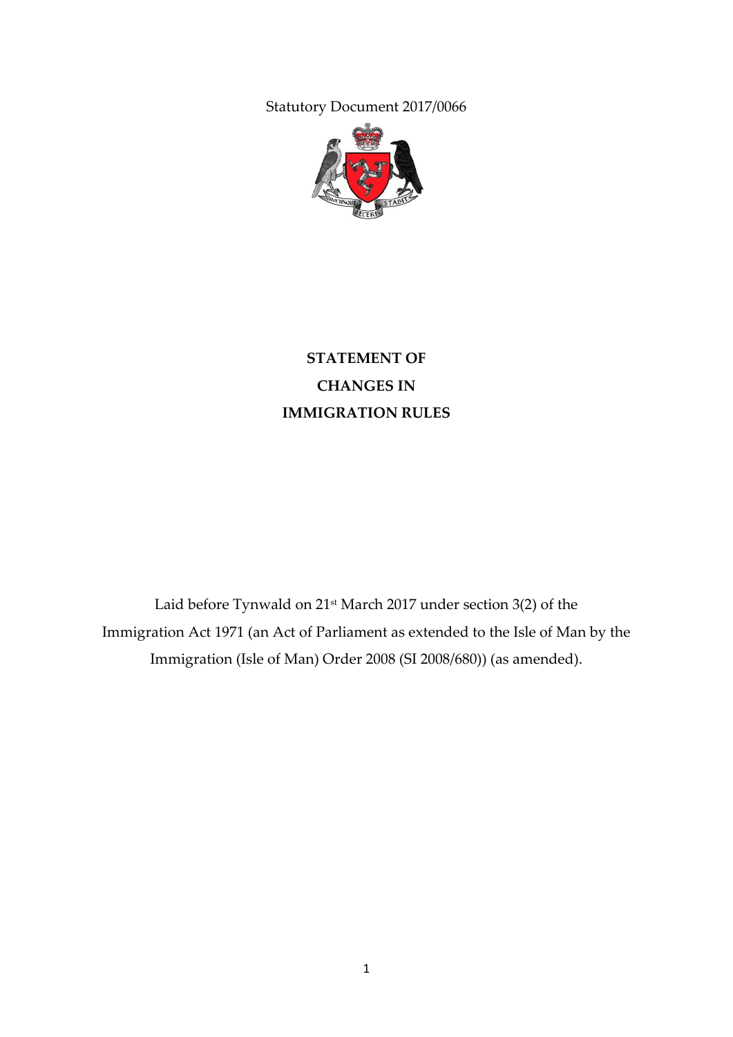Statutory Document 2017/0066

# STATEMENT OF CHANGES IN IMMIGRATION RULES

Laid before Tynwald on 21st March 2017 under section 3(2) of the Immigration Act 1971 (an Act of Parliament as extended to the Isle of Man by the Immigration (Isle of Man) Order 2008 (SI 2008/680)) (as amended).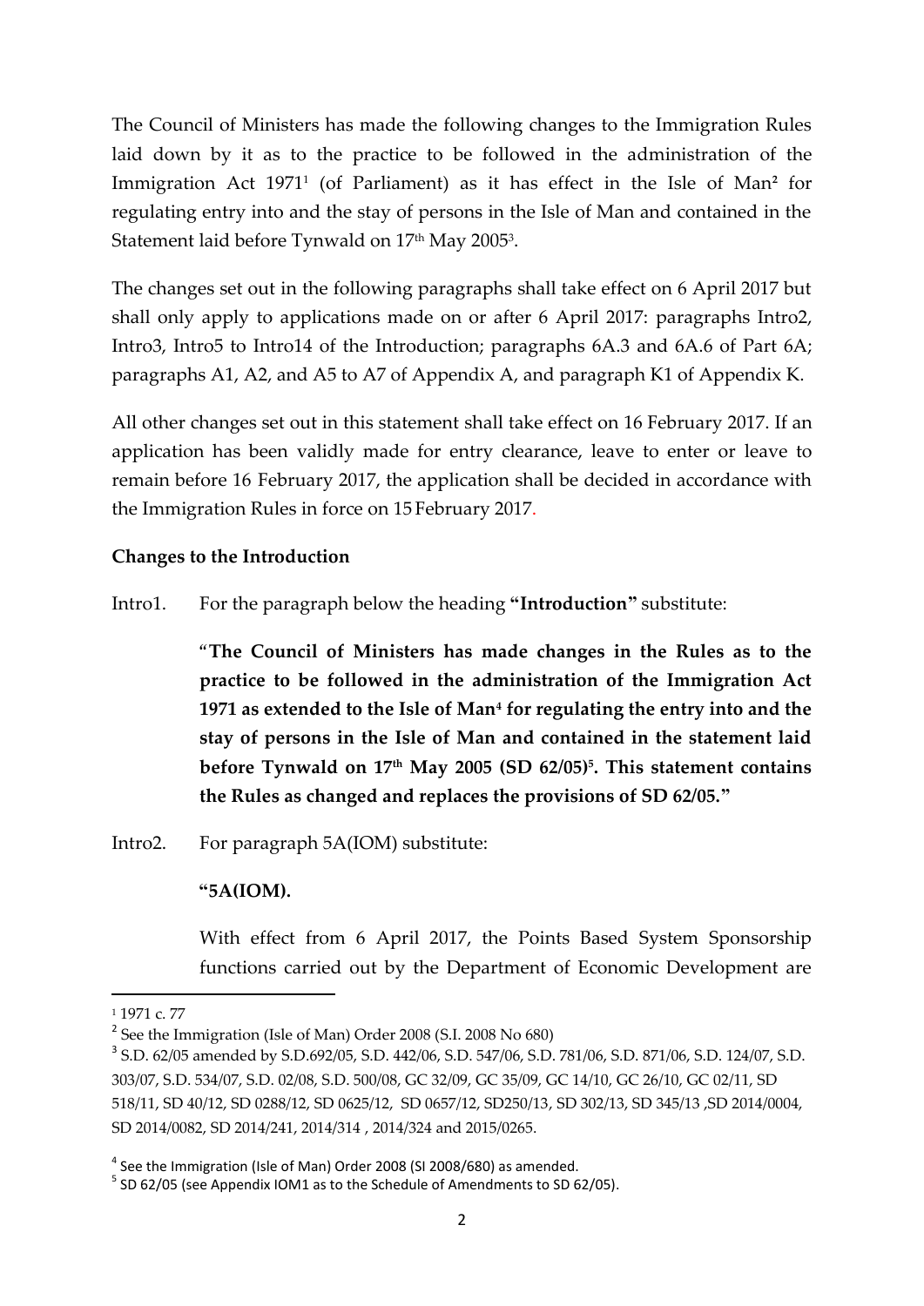The Council of Ministers has made the following changes to the Immigration Rules laid down by it as to the practice to be followed in the administration of the Immigration Act 1971[1] (of Parliament) as it has effect in the Isle of Man[2] for regulating entry into and the stay of persons in the Isle of Man and contained in the Statement laid before Tynwald on 17th May 2005[3].

The changes set out in the following paragraphs shall take effect on 6 April 2017 but shall only apply to applications made on or after 6 April 2017: paragraphs Intro2, Intro3, Intro5 to Intro14 of the Introduction; paragraphs 6A.3 and 6A.6 of Part 6A; paragraphs A1, A2, and A5 to A7 of Appendix A, and paragraph K1 of Appendix K.

All other changes set out in this statement shall take effect on 16 February 2017. If an application has been validly made for entry clearance, leave to enter or leave to remain before 16 February 2017, the application shall be decided in accordance with the Immigration Rules in force on 15 February 2017.

**Changes to the Introduction**

Intro1. For the paragraph below the heading **"Introduction"** substitute:

> "**The Council of Ministers has made changes in the Rules as to the practice to be followed in the administration of the Immigration Act 1971 as extended to the Isle of Man[4] for regulating the entry into and the stay of persons in the Isle of Man and contained in the statement laid before Tynwald on 17th May 2005 (SD 62/05)[5]. This statement contains the Rules as changed and replaces the provisions of SD 62/05."**

Intro2. For paragraph 5A(IOM) substitute:

> **"5A(IOM).**
>
> With effect from 6 April 2017, the Points Based System Sponsorship functions carried out by the Department of Economic Development are

---

[1] 1971 c. 77

[2] See the Immigration (Isle of Man) Order 2008 (S.I. 2008 No 680)

[3] S.D. 62/05 amended by S.D.692/05, S.D. 442/06, S.D. 547/06, S.D. 781/06, S.D. 871/06, S.D. 124/07, S.D. 303/07, S.D. 534/07, S.D. 02/08, S.D. 500/08, GC 32/09, GC 35/09, GC 14/10, GC 26/10, GC 02/11, SD 518/11, SD 40/12, SD 0288/12, SD 0625/12, SD 0657/12, SD250/13, SD 302/13, SD 345/13 ,SD 2014/0004, SD 2014/0082, SD 2014/241, 2014/314 , 2014/324 and 2015/0265.

[4] See the Immigration (Isle of Man) Order 2008 (SI 2008/680) as amended.

[5] SD 62/05 (see Appendix IOM1 as to the Schedule of Amendments to SD 62/05).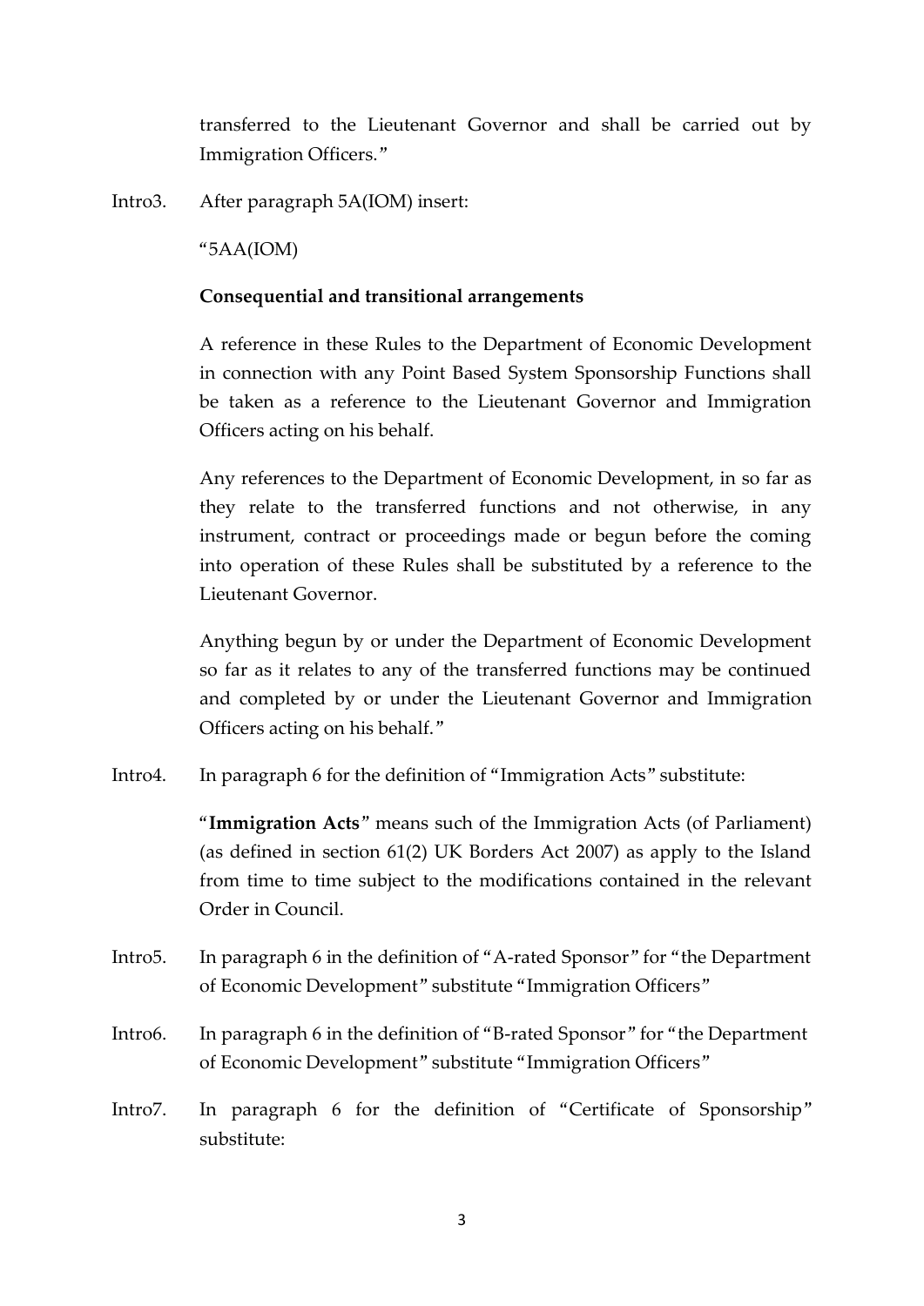transferred to the Lieutenant Governor and shall be carried out by Immigration Officers."

Intro3. After paragraph 5A(IOM) insert:

"5AA(IOM)

**Consequential and transitional arrangements**

A reference in these Rules to the Department of Economic Development in connection with any Point Based System Sponsorship Functions shall be taken as a reference to the Lieutenant Governor and Immigration Officers acting on his behalf.

Any references to the Department of Economic Development, in so far as they relate to the transferred functions and not otherwise, in any instrument, contract or proceedings made or begun before the coming into operation of these Rules shall be substituted by a reference to the Lieutenant Governor.

Anything begun by or under the Department of Economic Development so far as it relates to any of the transferred functions may be continued and completed by or under the Lieutenant Governor and Immigration Officers acting on his behalf."

Intro4. In paragraph 6 for the definition of "Immigration Acts" substitute:

"**Immigration Acts**" means such of the Immigration Acts (of Parliament) (as defined in section 61(2) UK Borders Act 2007) as apply to the Island from time to time subject to the modifications contained in the relevant Order in Council.

Intro5. In paragraph 6 in the definition of "A-rated Sponsor" for "the Department of Economic Development" substitute "Immigration Officers"

Intro6. In paragraph 6 in the definition of "B-rated Sponsor" for "the Department of Economic Development" substitute "Immigration Officers"

Intro7. In paragraph 6 for the definition of "Certificate of Sponsorship" substitute: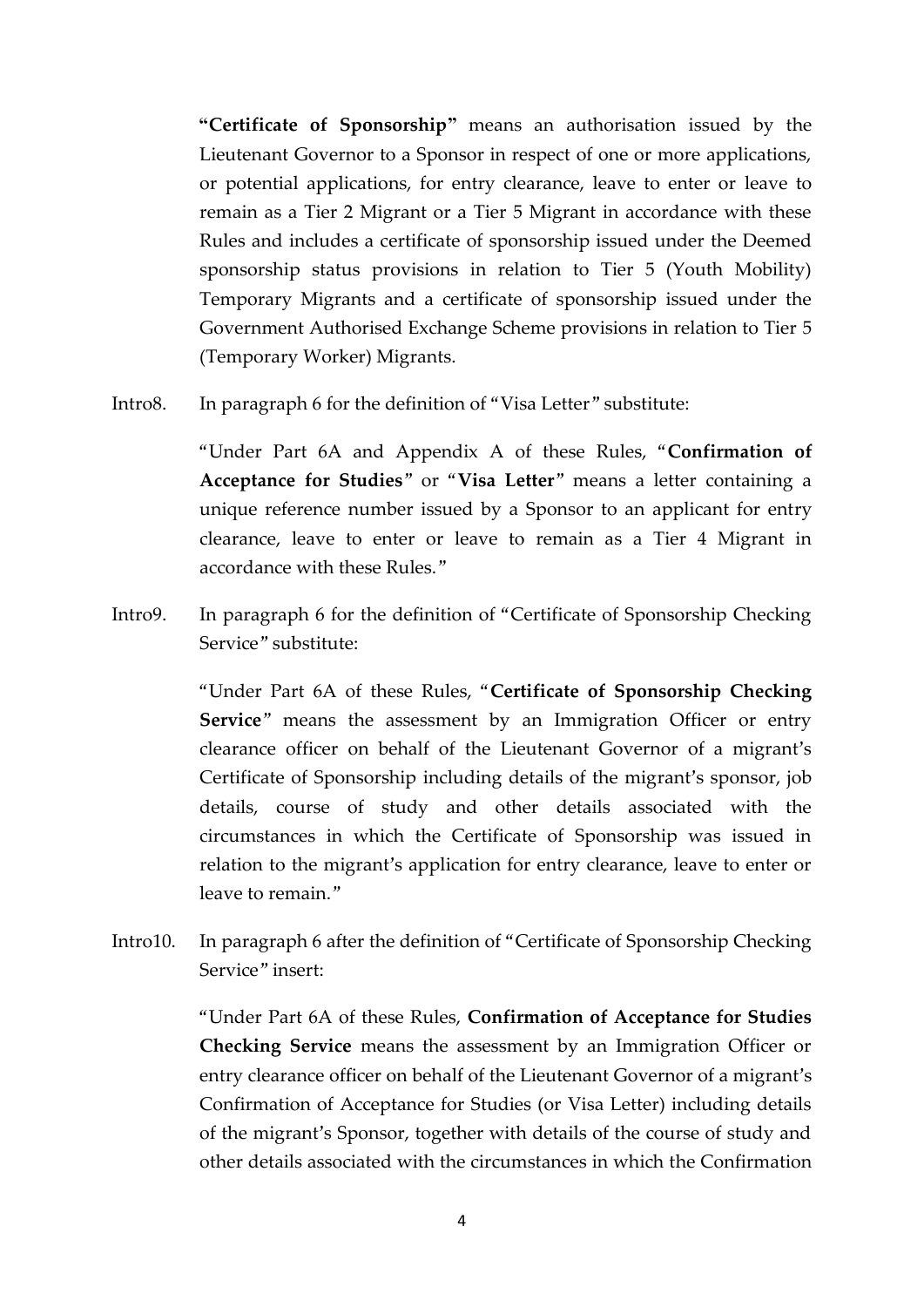"**Certificate of Sponsorship**" means an authorisation issued by the Lieutenant Governor to a Sponsor in respect of one or more applications, or potential applications, for entry clearance, leave to enter or leave to remain as a Tier 2 Migrant or a Tier 5 Migrant in accordance with these Rules and includes a certificate of sponsorship issued under the Deemed sponsorship status provisions in relation to Tier 5 (Youth Mobility) Temporary Migrants and a certificate of sponsorship issued under the Government Authorised Exchange Scheme provisions in relation to Tier 5 (Temporary Worker) Migrants.

Intro8. In paragraph 6 for the definition of "Visa Letter" substitute:

"Under Part 6A and Appendix A of these Rules, "**Confirmation of Acceptance for Studies**" or "**Visa Letter**" means a letter containing a unique reference number issued by a Sponsor to an applicant for entry clearance, leave to enter or leave to remain as a Tier 4 Migrant in accordance with these Rules."

Intro9. In paragraph 6 for the definition of "Certificate of Sponsorship Checking Service" substitute:

"Under Part 6A of these Rules, "**Certificate of Sponsorship Checking Service**" means the assessment by an Immigration Officer or entry clearance officer on behalf of the Lieutenant Governor of a migrant's Certificate of Sponsorship including details of the migrant's sponsor, job details, course of study and other details associated with the circumstances in which the Certificate of Sponsorship was issued in relation to the migrant's application for entry clearance, leave to enter or leave to remain."

Intro10. In paragraph 6 after the definition of "Certificate of Sponsorship Checking Service" insert:

"Under Part 6A of these Rules, **Confirmation of Acceptance for Studies Checking Service** means the assessment by an Immigration Officer or entry clearance officer on behalf of the Lieutenant Governor of a migrant's Confirmation of Acceptance for Studies (or Visa Letter) including details of the migrant's Sponsor, together with details of the course of study and other details associated with the circumstances in which the Confirmation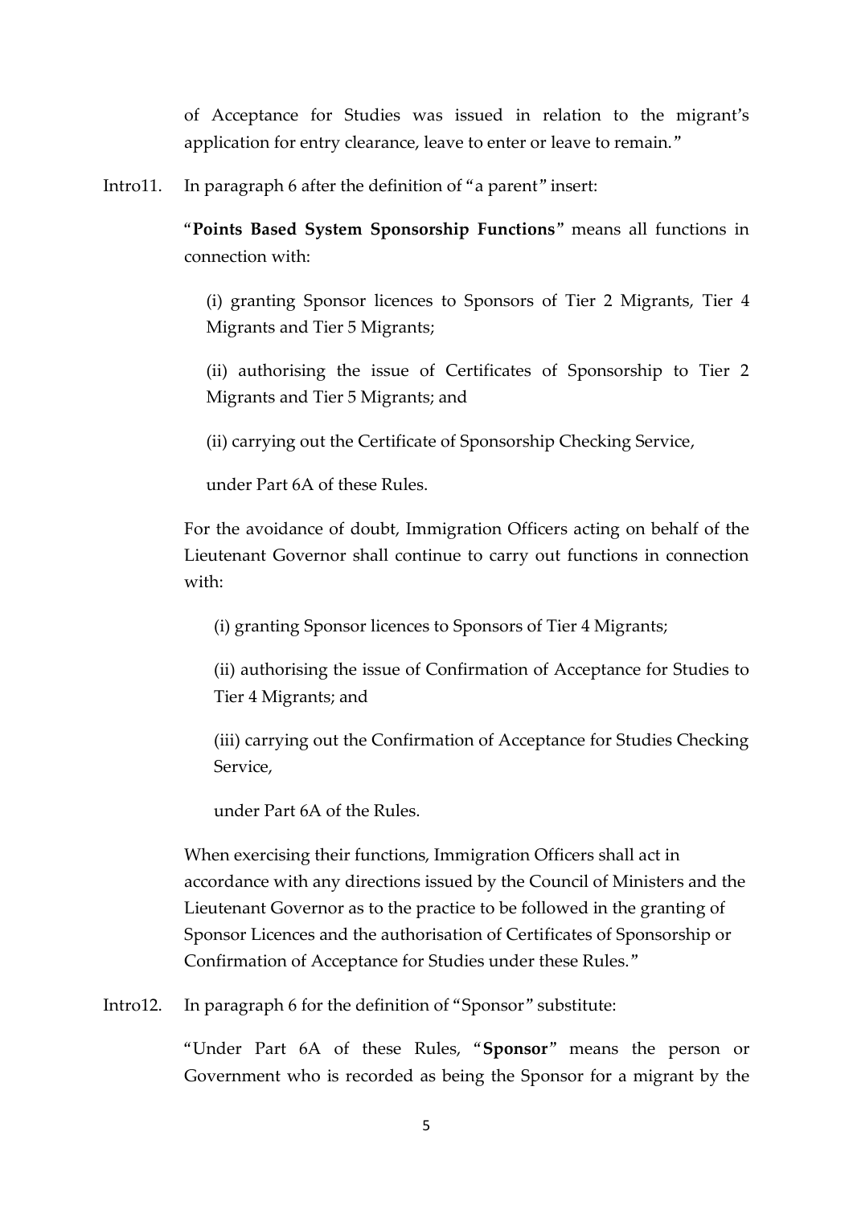of Acceptance for Studies was issued in relation to the migrant's application for entry clearance, leave to enter or leave to remain."

Intro11. In paragraph 6 after the definition of "a parent" insert:

"**Points Based System Sponsorship Functions**" means all functions in connection with:

(i) granting Sponsor licences to Sponsors of Tier 2 Migrants, Tier 4 Migrants and Tier 5 Migrants;

(ii) authorising the issue of Certificates of Sponsorship to Tier 2 Migrants and Tier 5 Migrants; and

(ii) carrying out the Certificate of Sponsorship Checking Service,

under Part 6A of these Rules.

For the avoidance of doubt, Immigration Officers acting on behalf of the Lieutenant Governor shall continue to carry out functions in connection with:

(i) granting Sponsor licences to Sponsors of Tier 4 Migrants;

(ii) authorising the issue of Confirmation of Acceptance for Studies to Tier 4 Migrants; and

(iii) carrying out the Confirmation of Acceptance for Studies Checking Service,

under Part 6A of the Rules.

When exercising their functions, Immigration Officers shall act in accordance with any directions issued by the Council of Ministers and the Lieutenant Governor as to the practice to be followed in the granting of Sponsor Licences and the authorisation of Certificates of Sponsorship or Confirmation of Acceptance for Studies under these Rules."

Intro12. In paragraph 6 for the definition of "Sponsor" substitute:

"Under Part 6A of these Rules, "**Sponsor**" means the person or Government who is recorded as being the Sponsor for a migrant by the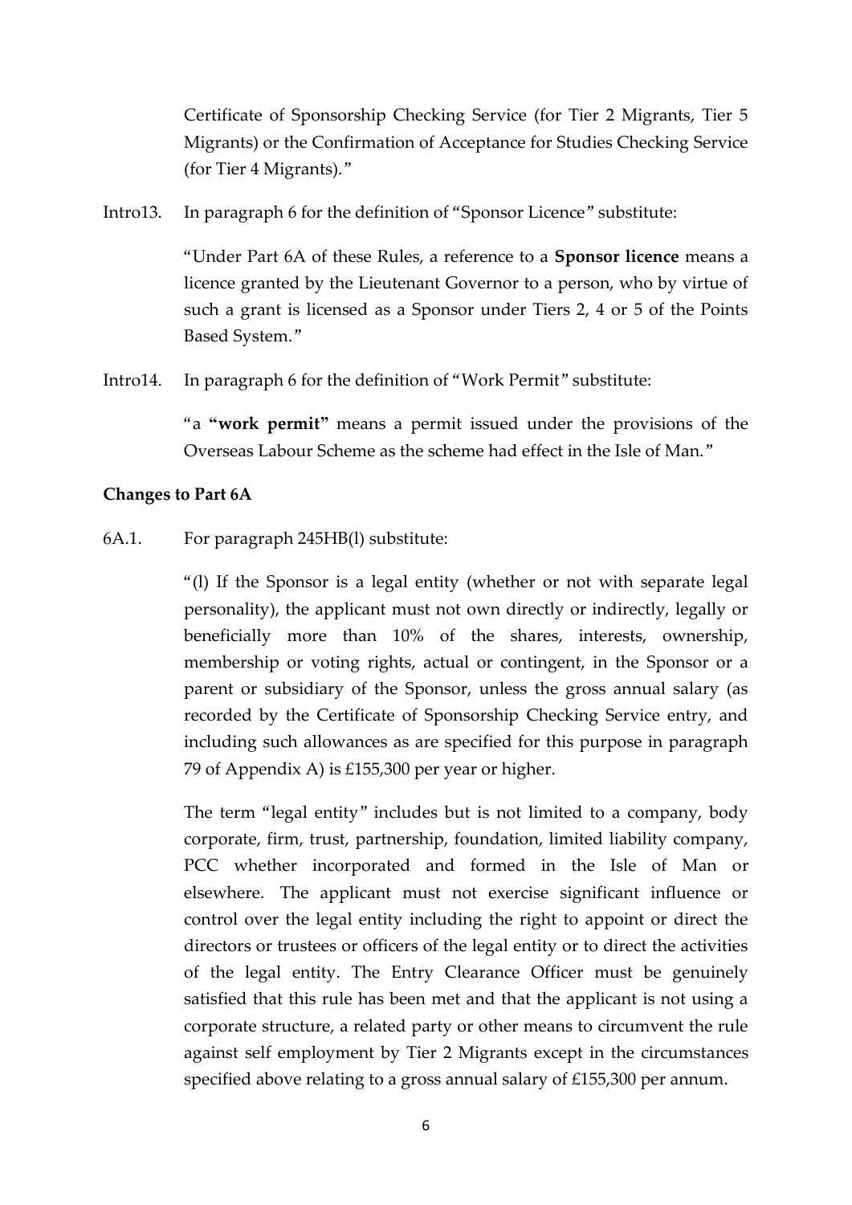Certificate of Sponsorship Checking Service (for Tier 2 Migrants, Tier 5 Migrants) or the Confirmation of Acceptance for Studies Checking Service (for Tier 4 Migrants)."

Intro13. In paragraph 6 for the definition of "Sponsor Licence" substitute:

"Under Part 6A of these Rules, a reference to a **Sponsor licence** means a licence granted by the Lieutenant Governor to a person, who by virtue of such a grant is licensed as a Sponsor under Tiers 2, 4 or 5 of the Points Based System."

Intro14. In paragraph 6 for the definition of "Work Permit" substitute:

"a **"work permit"** means a permit issued under the provisions of the Overseas Labour Scheme as the scheme had effect in the Isle of Man."

**Changes to Part 6A**

6A.1. For paragraph 245HB(l) substitute:

"(l) If the Sponsor is a legal entity (whether or not with separate legal personality), the applicant must not own directly or indirectly, legally or beneficially more than 10% of the shares, interests, ownership, membership or voting rights, actual or contingent, in the Sponsor or a parent or subsidiary of the Sponsor, unless the gross annual salary (as recorded by the Certificate of Sponsorship Checking Service entry, and including such allowances as are specified for this purpose in paragraph 79 of Appendix A) is £155,300 per year or higher.

The term "legal entity" includes but is not limited to a company, body corporate, firm, trust, partnership, foundation, limited liability company, PCC whether incorporated and formed in the Isle of Man or elsewhere. The applicant must not exercise significant influence or control over the legal entity including the right to appoint or direct the directors or trustees or officers of the legal entity or to direct the activities of the legal entity. The Entry Clearance Officer must be genuinely satisfied that this rule has been met and that the applicant is not using a corporate structure, a related party or other means to circumvent the rule against self employment by Tier 2 Migrants except in the circumstances specified above relating to a gross annual salary of £155,300 per annum.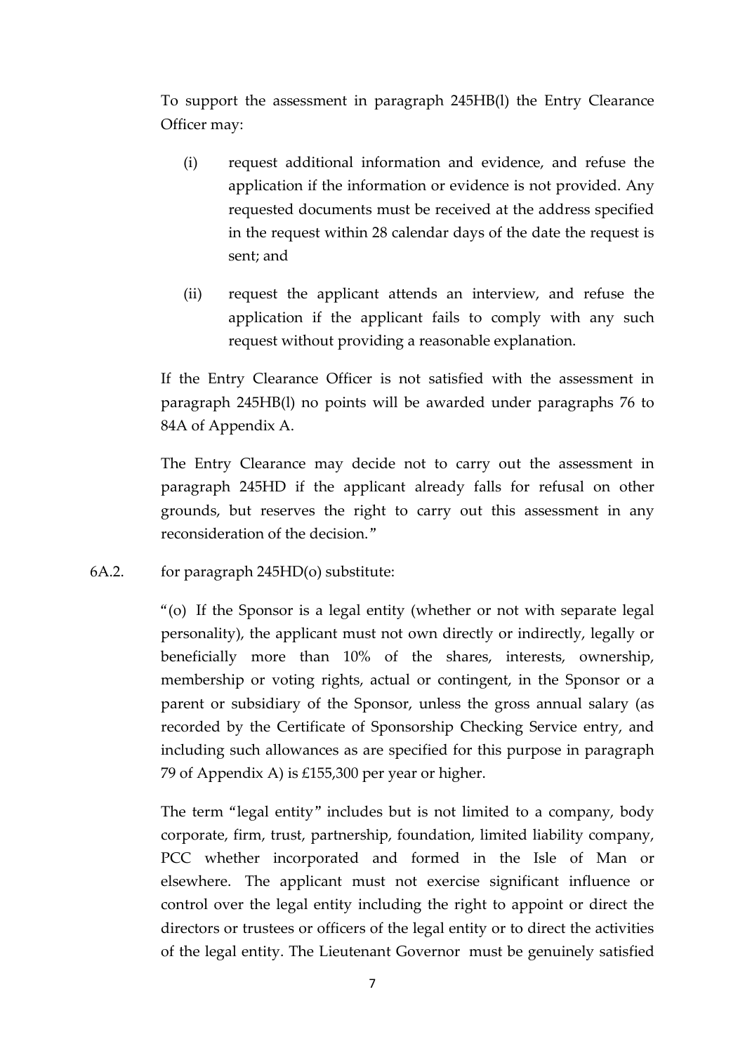To support the assessment in paragraph 245HB(l) the Entry Clearance Officer may:

(i) request additional information and evidence, and refuse the application if the information or evidence is not provided. Any requested documents must be received at the address specified in the request within 28 calendar days of the date the request is sent; and

(ii) request the applicant attends an interview, and refuse the application if the applicant fails to comply with any such request without providing a reasonable explanation.

If the Entry Clearance Officer is not satisfied with the assessment in paragraph 245HB(l) no points will be awarded under paragraphs 76 to 84A of Appendix A.

The Entry Clearance may decide not to carry out the assessment in paragraph 245HD if the applicant already falls for refusal on other grounds, but reserves the right to carry out this assessment in any reconsideration of the decision."

6A.2. for paragraph 245HD(o) substitute:

"(o) If the Sponsor is a legal entity (whether or not with separate legal personality), the applicant must not own directly or indirectly, legally or beneficially more than 10% of the shares, interests, ownership, membership or voting rights, actual or contingent, in the Sponsor or a parent or subsidiary of the Sponsor, unless the gross annual salary (as recorded by the Certificate of Sponsorship Checking Service entry, and including such allowances as are specified for this purpose in paragraph 79 of Appendix A) is £155,300 per year or higher.

The term "legal entity" includes but is not limited to a company, body corporate, firm, trust, partnership, foundation, limited liability company, PCC whether incorporated and formed in the Isle of Man or elsewhere. The applicant must not exercise significant influence or control over the legal entity including the right to appoint or direct the directors or trustees or officers of the legal entity or to direct the activities of the legal entity. The Lieutenant Governor must be genuinely satisfied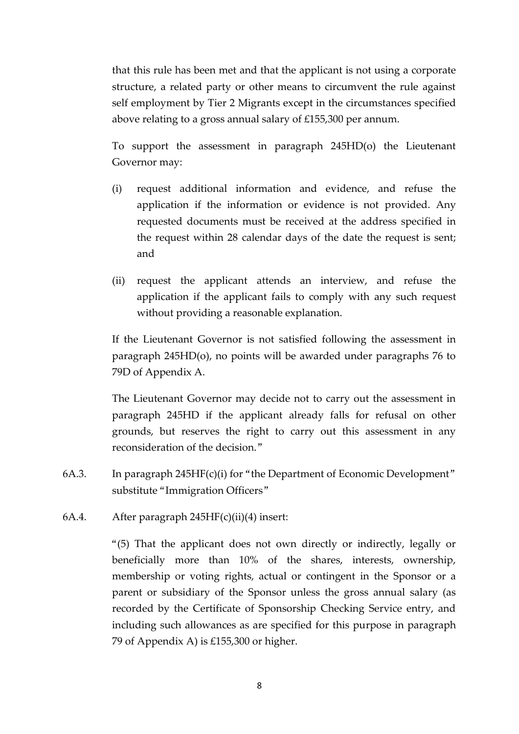that this rule has been met and that the applicant is not using a corporate structure, a related party or other means to circumvent the rule against self employment by Tier 2 Migrants except in the circumstances specified above relating to a gross annual salary of £155,300 per annum.

To support the assessment in paragraph 245HD(o) the Lieutenant Governor may:

(i) request additional information and evidence, and refuse the application if the information or evidence is not provided. Any requested documents must be received at the address specified in the request within 28 calendar days of the date the request is sent; and

(ii) request the applicant attends an interview, and refuse the application if the applicant fails to comply with any such request without providing a reasonable explanation.

If the Lieutenant Governor is not satisfied following the assessment in paragraph 245HD(o), no points will be awarded under paragraphs 76 to 79D of Appendix A.

The Lieutenant Governor may decide not to carry out the assessment in paragraph 245HD if the applicant already falls for refusal on other grounds, but reserves the right to carry out this assessment in any reconsideration of the decision."

6A.3. In paragraph 245HF(c)(i) for "the Department of Economic Development" substitute "Immigration Officers"

6A.4. After paragraph 245HF(c)(ii)(4) insert:

"(5) That the applicant does not own directly or indirectly, legally or beneficially more than 10% of the shares, interests, ownership, membership or voting rights, actual or contingent in the Sponsor or a parent or subsidiary of the Sponsor unless the gross annual salary (as recorded by the Certificate of Sponsorship Checking Service entry, and including such allowances as are specified for this purpose in paragraph 79 of Appendix A) is £155,300 or higher.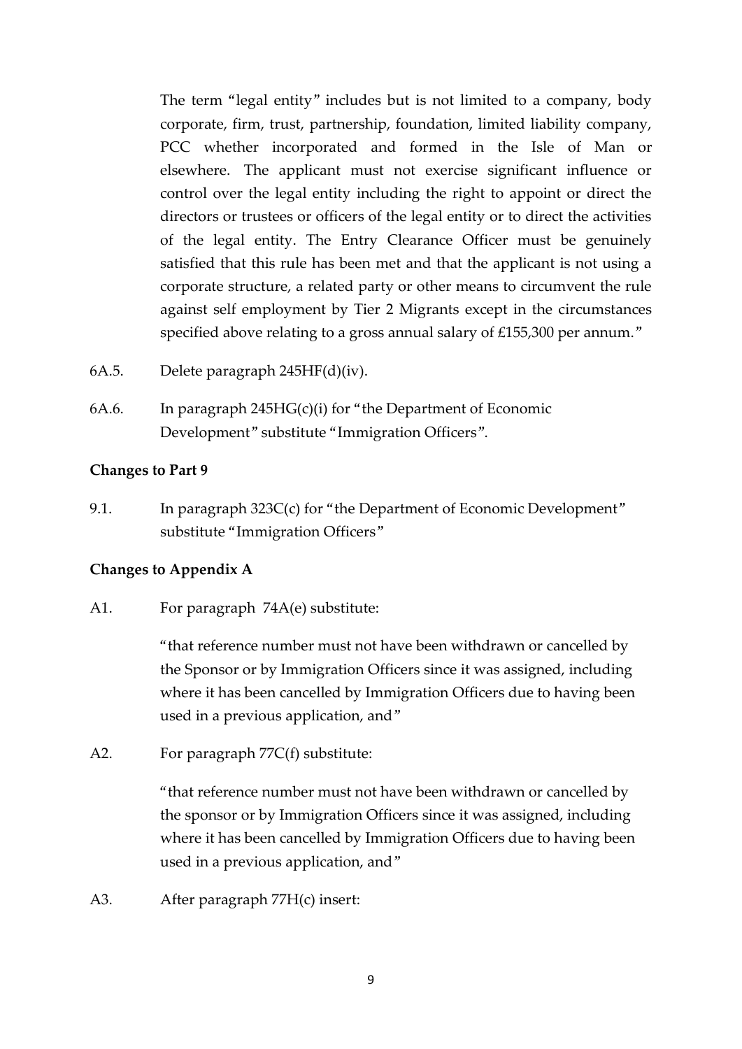The term "legal entity" includes but is not limited to a company, body corporate, firm, trust, partnership, foundation, limited liability company, PCC whether incorporated and formed in the Isle of Man or elsewhere. The applicant must not exercise significant influence or control over the legal entity including the right to appoint or direct the directors or trustees or officers of the legal entity or to direct the activities of the legal entity. The Entry Clearance Officer must be genuinely satisfied that this rule has been met and that the applicant is not using a corporate structure, a related party or other means to circumvent the rule against self employment by Tier 2 Migrants except in the circumstances specified above relating to a gross annual salary of £155,300 per annum."

6A.5. Delete paragraph 245HF(d)(iv).

6A.6. In paragraph 245HG(c)(i) for "the Department of Economic Development" substitute "Immigration Officers".

**Changes to Part 9**

9.1. In paragraph 323C(c) for "the Department of Economic Development" substitute "Immigration Officers"

**Changes to Appendix A**

A1. For paragraph 74A(e) substitute:

"that reference number must not have been withdrawn or cancelled by the Sponsor or by Immigration Officers since it was assigned, including where it has been cancelled by Immigration Officers due to having been used in a previous application, and"

A2. For paragraph 77C(f) substitute:

"that reference number must not have been withdrawn or cancelled by the sponsor or by Immigration Officers since it was assigned, including where it has been cancelled by Immigration Officers due to having been used in a previous application, and"

A3. After paragraph 77H(c) insert: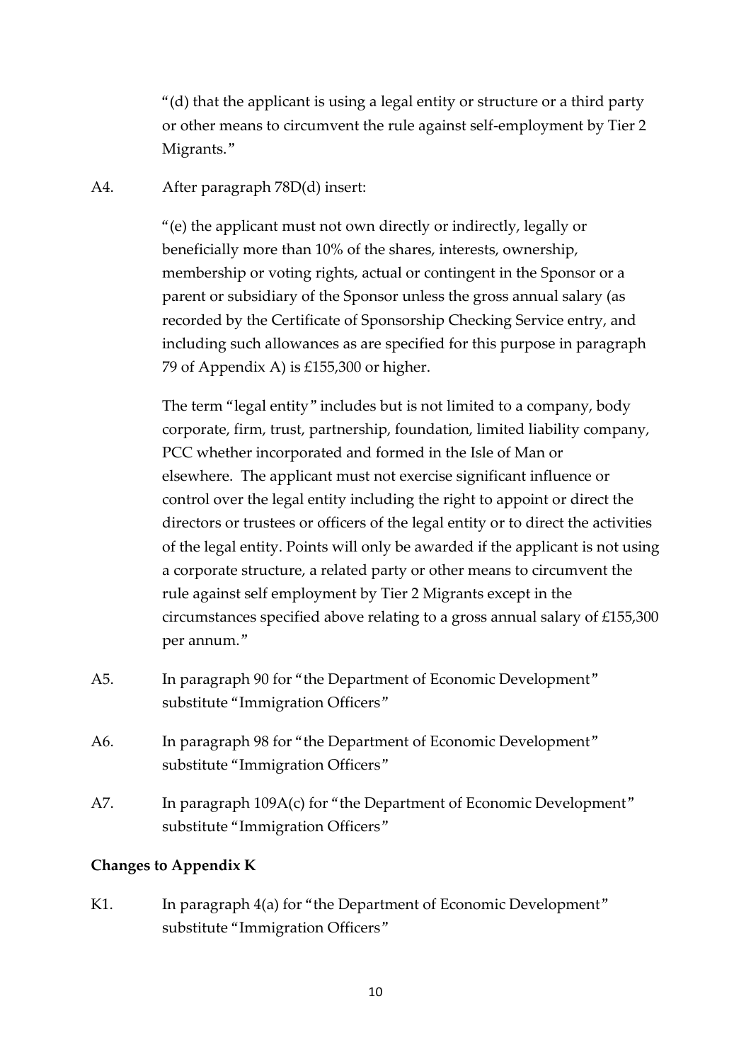"(d) that the applicant is using a legal entity or structure or a third party or other means to circumvent the rule against self-employment by Tier 2 Migrants."

A4. After paragraph 78D(d) insert:

"(e) the applicant must not own directly or indirectly, legally or beneficially more than 10% of the shares, interests, ownership, membership or voting rights, actual or contingent in the Sponsor or a parent or subsidiary of the Sponsor unless the gross annual salary (as recorded by the Certificate of Sponsorship Checking Service entry, and including such allowances as are specified for this purpose in paragraph 79 of Appendix A) is £155,300 or higher.

The term "legal entity" includes but is not limited to a company, body corporate, firm, trust, partnership, foundation, limited liability company, PCC whether incorporated and formed in the Isle of Man or elsewhere. The applicant must not exercise significant influence or control over the legal entity including the right to appoint or direct the directors or trustees or officers of the legal entity or to direct the activities of the legal entity. Points will only be awarded if the applicant is not using a corporate structure, a related party or other means to circumvent the rule against self employment by Tier 2 Migrants except in the circumstances specified above relating to a gross annual salary of £155,300 per annum."

A5. In paragraph 90 for "the Department of Economic Development" substitute "Immigration Officers"

A6. In paragraph 98 for "the Department of Economic Development" substitute "Immigration Officers"

A7. In paragraph 109A(c) for "the Department of Economic Development" substitute "Immigration Officers"

**Changes to Appendix K**

K1. In paragraph 4(a) for "the Department of Economic Development" substitute "Immigration Officers"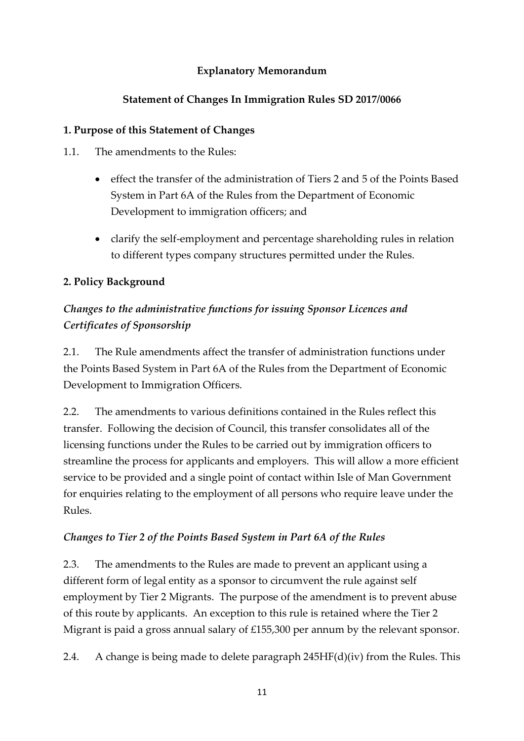**Explanatory Memorandum**

**Statement of Changes In Immigration Rules SD 2017/0066**

**1. Purpose of this Statement of Changes**

1.1. The amendments to the Rules:

- effect the transfer of the administration of Tiers 2 and 5 of the Points Based System in Part 6A of the Rules from the Department of Economic Development to immigration officers; and
- clarify the self-employment and percentage shareholding rules in relation to different types company structures permitted under the Rules.

**2. Policy Background**

***Changes to the administrative functions for issuing Sponsor Licences and Certificates of Sponsorship***

2.1. The Rule amendments affect the transfer of administration functions under the Points Based System in Part 6A of the Rules from the Department of Economic Development to Immigration Officers.

2.2. The amendments to various definitions contained in the Rules reflect this transfer. Following the decision of Council, this transfer consolidates all of the licensing functions under the Rules to be carried out by immigration officers to streamline the process for applicants and employers. This will allow a more efficient service to be provided and a single point of contact within Isle of Man Government for enquiries relating to the employment of all persons who require leave under the Rules.

***Changes to Tier 2 of the Points Based System in Part 6A of the Rules***

2.3. The amendments to the Rules are made to prevent an applicant using a different form of legal entity as a sponsor to circumvent the rule against self employment by Tier 2 Migrants. The purpose of the amendment is to prevent abuse of this route by applicants. An exception to this rule is retained where the Tier 2 Migrant is paid a gross annual salary of £155,300 per annum by the relevant sponsor.

2.4. A change is being made to delete paragraph 245HF(d)(iv) from the Rules. This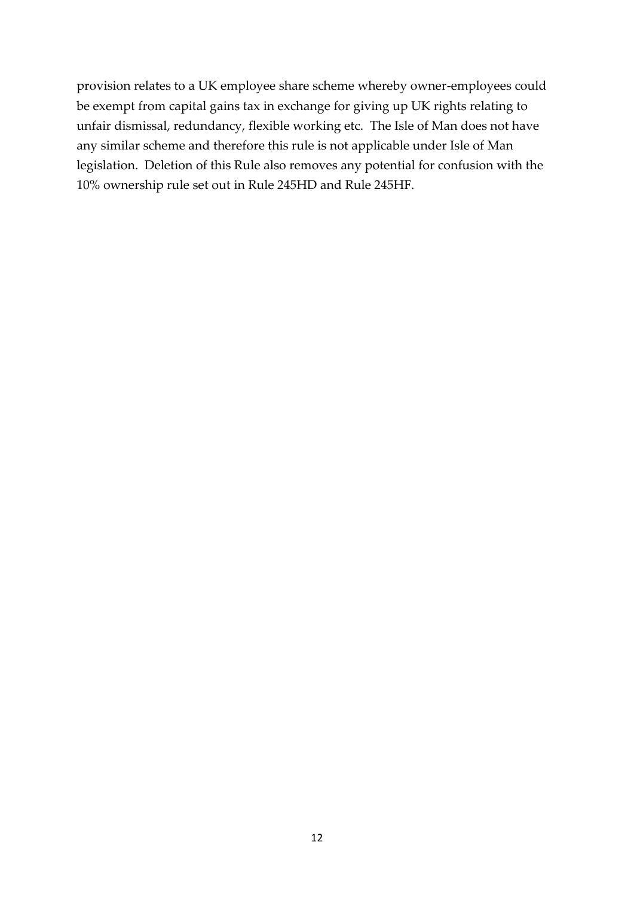provision relates to a UK employee share scheme whereby owner-employees could be exempt from capital gains tax in exchange for giving up UK rights relating to unfair dismissal, redundancy, flexible working etc. The Isle of Man does not have any similar scheme and therefore this rule is not applicable under Isle of Man legislation. Deletion of this Rule also removes any potential for confusion with the 10% ownership rule set out in Rule 245HD and Rule 245HF.